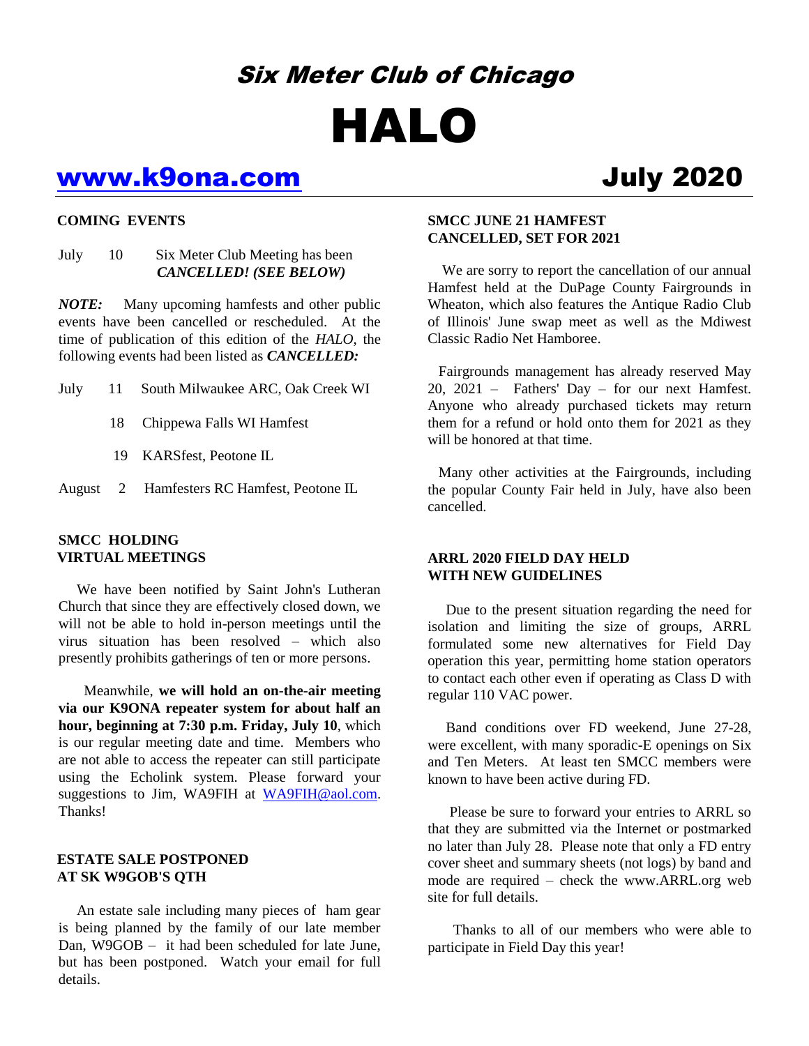# Six Meter Club of Chicago

# HALO

## www.k9ona.com — July 2020

### COMING EVENTS

July 10 — Six Meter Club Meeting has been ***CANCELLED! (SEE BELOW)***

***NOTE:*** Many upcoming hamfests and other public events have been cancelled or rescheduled. At the time of publication of this edition of the *HALO*, the following events had been listed as ***CANCELLED:***

- July 11 — South Milwaukee ARC, Oak Creek WI
- 18 — Chippewa Falls WI Hamfest
- 19 — KARSfest, Peotone IL
- August 2 — Hamfesters RC Hamfest, Peotone IL

### SMCC HOLDING VIRTUAL MEETINGS

We have been notified by Saint John's Lutheran Church that since they are effectively closed down, we will not be able to hold in-person meetings until the virus situation has been resolved – which also presently prohibits gatherings of ten or more persons.

Meanwhile, **we will hold an on-the-air meeting via our K9ONA repeater system for about half an hour, beginning at 7:30 p.m. Friday, July 10**, which is our regular meeting date and time. Members who are not able to access the repeater can still participate using the Echolink system. Please forward your suggestions to Jim, WA9FIH at WA9FIH@aol.com. Thanks!

### ESTATE SALE POSTPONED AT SK W9GOB'S QTH

An estate sale including many pieces of ham gear is being planned by the family of our late member Dan, W9GOB – it had been scheduled for late June, but has been postponed. Watch your email for full details.

### SMCC JUNE 21 HAMFEST CANCELLED, SET FOR 2021

We are sorry to report the cancellation of our annual Hamfest held at the DuPage County Fairgrounds in Wheaton, which also features the Antique Radio Club of Illinois' June swap meet as well as the Mdiwest Classic Radio Net Hamboree.

Fairgrounds management has already reserved May 20, 2021 – Fathers' Day – for our next Hamfest. Anyone who already purchased tickets may return them for a refund or hold onto them for 2021 as they will be honored at that time.

Many other activities at the Fairgrounds, including the popular County Fair held in July, have also been cancelled.

### ARRL 2020 FIELD DAY HELD WITH NEW GUIDELINES

Due to the present situation regarding the need for isolation and limiting the size of groups, ARRL formulated some new alternatives for Field Day operation this year, permitting home station operators to contact each other even if operating as Class D with regular 110 VAC power.

Band conditions over FD weekend, June 27-28, were excellent, with many sporadic-E openings on Six and Ten Meters. At least ten SMCC members were known to have been active during FD.

Please be sure to forward your entries to ARRL so that they are submitted via the Internet or postmarked no later than July 28. Please note that only a FD entry cover sheet and summary sheets (not logs) by band and mode are required – check the www.ARRL.org web site for full details.

Thanks to all of our members who were able to participate in Field Day this year!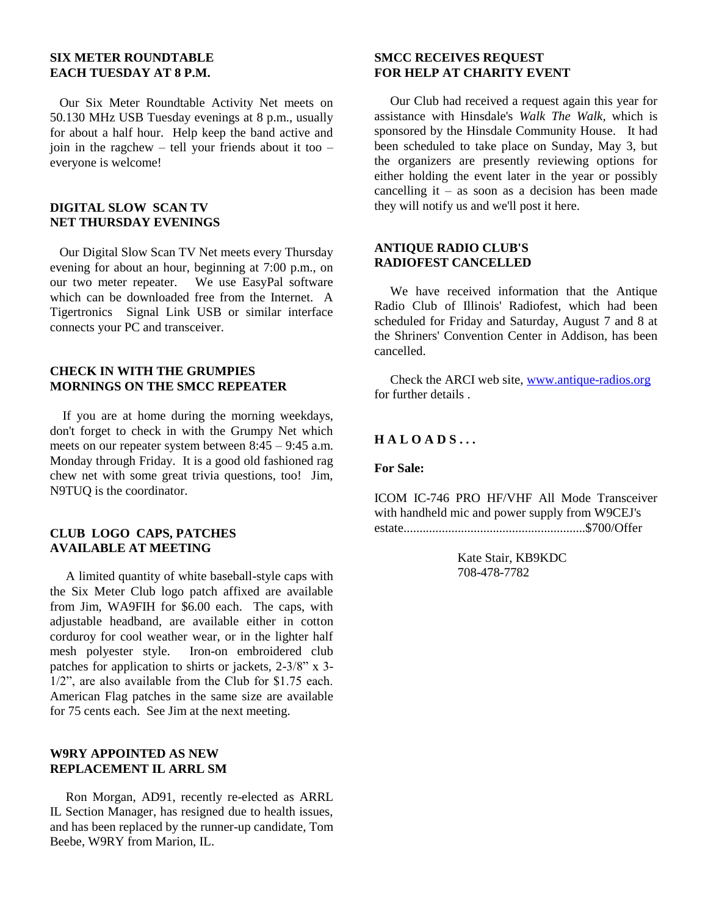## SIX METER ROUNDTABLE EACH TUESDAY AT 8 P.M.

Our Six Meter Roundtable Activity Net meets on 50.130 MHz USB Tuesday evenings at 8 p.m., usually for about a half hour. Help keep the band active and join in the ragchew – tell your friends about it too – everyone is welcome!

## DIGITAL SLOW SCAN TV NET THURSDAY EVENINGS

Our Digital Slow Scan TV Net meets every Thursday evening for about an hour, beginning at 7:00 p.m., on our two meter repeater. We use EasyPal software which can be downloaded free from the Internet. A Tigertronics Signal Link USB or similar interface connects your PC and transceiver.

## CHECK IN WITH THE GRUMPIES MORNINGS ON THE SMCC REPEATER

If you are at home during the morning weekdays, don't forget to check in with the Grumpy Net which meets on our repeater system between 8:45 – 9:45 a.m. Monday through Friday. It is a good old fashioned rag chew net with some great trivia questions, too! Jim, N9TUQ is the coordinator.

## CLUB LOGO CAPS, PATCHES AVAILABLE AT MEETING

A limited quantity of white baseball-style caps with the Six Meter Club logo patch affixed are available from Jim, WA9FIH for $6.00 each. The caps, with adjustable headband, are available either in cotton corduroy for cool weather wear, or in the lighter half mesh polyester style. Iron-on embroidered club patches for application to shirts or jackets, 2-3/8" x 3-1/2", are also available from the Club for $1.75 each. American Flag patches in the same size are available for 75 cents each. See Jim at the next meeting.

## W9RY APPOINTED AS NEW REPLACEMENT IL ARRL SM

Ron Morgan, AD91, recently re-elected as ARRL IL Section Manager, has resigned due to health issues, and has been replaced by the runner-up candidate, Tom Beebe, W9RY from Marion, IL.

## SMCC RECEIVES REQUEST FOR HELP AT CHARITY EVENT

Our Club had received a request again this year for assistance with Hinsdale's *Walk The Walk*, which is sponsored by the Hinsdale Community House. It had been scheduled to take place on Sunday, May 3, but the organizers are presently reviewing options for either holding the event later in the year or possibly cancelling it – as soon as a decision has been made they will notify us and we'll post it here.

## ANTIQUE RADIO CLUB'S RADIOFEST CANCELLED

We have received information that the Antique Radio Club of Illinois' Radiofest, which had been scheduled for Friday and Saturday, August 7 and 8 at the Shriners' Convention Center in Addison, has been cancelled.

Check the ARCI web site, [www.antique-radios.org](http://www.antique-radios.org) for further details .

## H A L O A D S . . .

**For Sale:**

ICOM IC-746 PRO HF/VHF All Mode Transceiver with handheld mic and power supply from W9CEJ's estate.........................................................$700/Offer

Kate Stair, KB9KDC
708-478-7782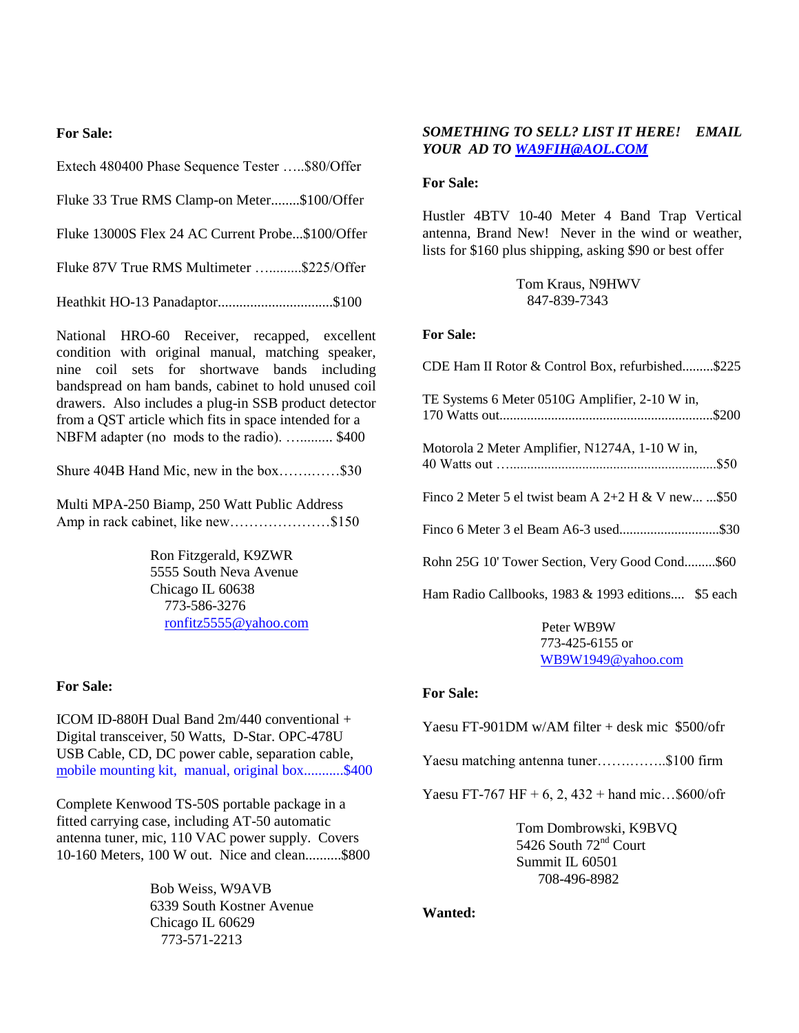**For Sale:**

Extech 480400 Phase Sequence Tester …..$80/Offer

Fluke 33 True RMS Clamp-on Meter........$100/Offer

Fluke 13000S Flex 24 AC Current Probe...$100/Offer

Fluke 87V True RMS Multimeter …..........$225/Offer

Heathkit HO-13 Panadaptor................................$100

National HRO-60 Receiver, recapped, excellent condition with original manual, matching speaker, nine coil sets for shortwave bands including bandspread on ham bands, cabinet to hold unused coil drawers. Also includes a plug-in SSB product detector from a QST article which fits in space intended for a NBFM adapter (no mods to the radio). …......... $400

Shure 404B Hand Mic, new in the box……..……$30

Multi MPA-250 Biamp, 250 Watt Public Address Amp in rack cabinet, like new…………………$150

Ron Fitzgerald, K9ZWR
5555 South Neva Avenue
Chicago IL 60638
773-586-3276
ronfitz5555@yahoo.com

**For Sale:**

ICOM ID-880H Dual Band 2m/440 conventional + Digital transceiver, 50 Watts, D-Star. OPC-478U USB Cable, CD, DC power cable, separation cable, mobile mounting kit, manual, original box...........$400

Complete Kenwood TS-50S portable package in a fitted carrying case, including AT-50 automatic antenna tuner, mic, 110 VAC power supply. Covers 10-160 Meters, 100 W out. Nice and clean..........$800

Bob Weiss, W9AVB
6339 South Kostner Avenue
Chicago IL 60629
773-571-2213

***SOMETHING TO SELL? LIST IT HERE! EMAIL YOUR AD TO WA9FIH@AOL.COM***

**For Sale:**

Hustler 4BTV 10-40 Meter 4 Band Trap Vertical antenna, Brand New! Never in the wind or weather, lists for $160 plus shipping, asking $90 or best offer

Tom Kraus, N9HWV
847-839-7343

**For Sale:**

CDE Ham II Rotor & Control Box, refurbished.........$225

TE Systems 6 Meter 0510G Amplifier, 2-10 W in, 170 Watts out............................................................$200

Motorola 2 Meter Amplifier, N1274A, 1-10 W in, 40 Watts out …..........................................................$50

Finco 2 Meter 5 el twist beam A 2+2 H & V new... ...$50

Finco 6 Meter 3 el Beam A6-3 used.............................$30

Rohn 25G 10' Tower Section, Very Good Cond.........$60

Ham Radio Callbooks, 1983 & 1993 editions.... $5 each

Peter WB9W
773-425-6155 or
WB9W1949@yahoo.com

**For Sale:**

Yaesu FT-901DM w/AM filter + desk mic $500/ofr

Yaesu matching antenna tuner…………….$100 firm

Yaesu FT-767 HF + 6, 2, 432 + hand mic…$600/ofr

Tom Dombrowski, K9BVQ
5426 South 72nd Court
Summit IL 60501
708-496-8982

**Wanted:**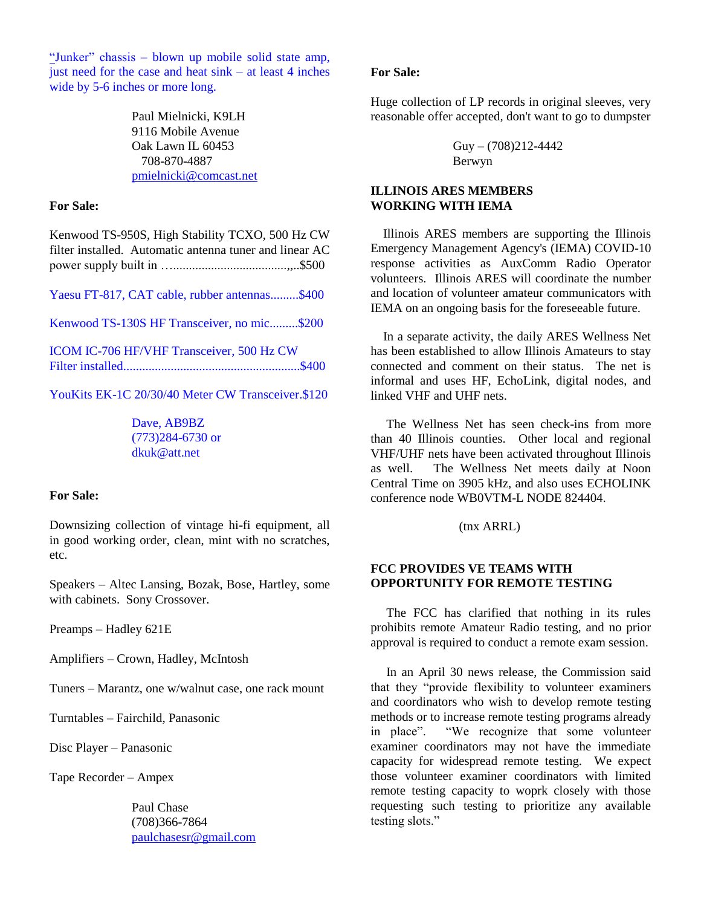"Junker" chassis – blown up mobile solid state amp, just need for the case and heat sink – at least 4 inches wide by 5-6 inches or more long.

Paul Mielnicki, K9LH
9116 Mobile Avenue
Oak Lawn IL 60453
708-870-4887
pmielnicki@comcast.net

**For Sale:**

Kenwood TS-950S, High Stability TCXO, 500 Hz CW filter installed. Automatic antenna tuner and linear AC power supply built in ……..................................,..$500

Yaesu FT-817, CAT cable, rubber antennas.........$400

Kenwood TS-130S HF Transceiver, no mic.........$200

ICOM IC-706 HF/VHF Transceiver, 500 Hz CW Filter installed........................................................$400

YouKits EK-1C 20/30/40 Meter CW Transceiver.$120

Dave, AB9BZ
(773)284-6730 or
dkuk@att.net

**For Sale:**

Downsizing collection of vintage hi-fi equipment, all in good working order, clean, mint with no scratches, etc.

Speakers – Altec Lansing, Bozak, Bose, Hartley, some with cabinets. Sony Crossover.

Preamps – Hadley 621E

Amplifiers – Crown, Hadley, McIntosh

Tuners – Marantz, one w/walnut case, one rack mount

Turntables – Fairchild, Panasonic

Disc Player – Panasonic

Tape Recorder – Ampex

Paul Chase
(708)366-7864
paulchasesr@gmail.com

**For Sale:**

Huge collection of LP records in original sleeves, very reasonable offer accepted, don't want to go to dumpster

Guy – (708)212-4442
Berwyn

**ILLINOIS ARES MEMBERS WORKING WITH IEMA**

Illinois ARES members are supporting the Illinois Emergency Management Agency's (IEMA) COVID-10 response activities as AuxComm Radio Operator volunteers. Illinois ARES will coordinate the number and location of volunteer amateur communicators with IEMA on an ongoing basis for the foreseeable future.

In a separate activity, the daily ARES Wellness Net has been established to allow Illinois Amateurs to stay connected and comment on their status. The net is informal and uses HF, EchoLink, digital nodes, and linked VHF and UHF nets.

The Wellness Net has seen check-ins from more than 40 Illinois counties. Other local and regional VHF/UHF nets have been activated throughout Illinois as well. The Wellness Net meets daily at Noon Central Time on 3905 kHz, and also uses ECHOLINK conference node WB0VTM-L NODE 824404.

(tnx ARRL)

**FCC PROVIDES VE TEAMS WITH OPPORTUNITY FOR REMOTE TESTING**

The FCC has clarified that nothing in its rules prohibits remote Amateur Radio testing, and no prior approval is required to conduct a remote exam session.

In an April 30 news release, the Commission said that they "provide flexibility to volunteer examiners and coordinators who wish to develop remote testing methods or to increase remote testing programs already in place". "We recognize that some volunteer examiner coordinators may not have the immediate capacity for widespread remote testing. We expect those volunteer examiner coordinators with limited remote testing capacity to woprk closely with those requesting such testing to prioritize any available testing slots."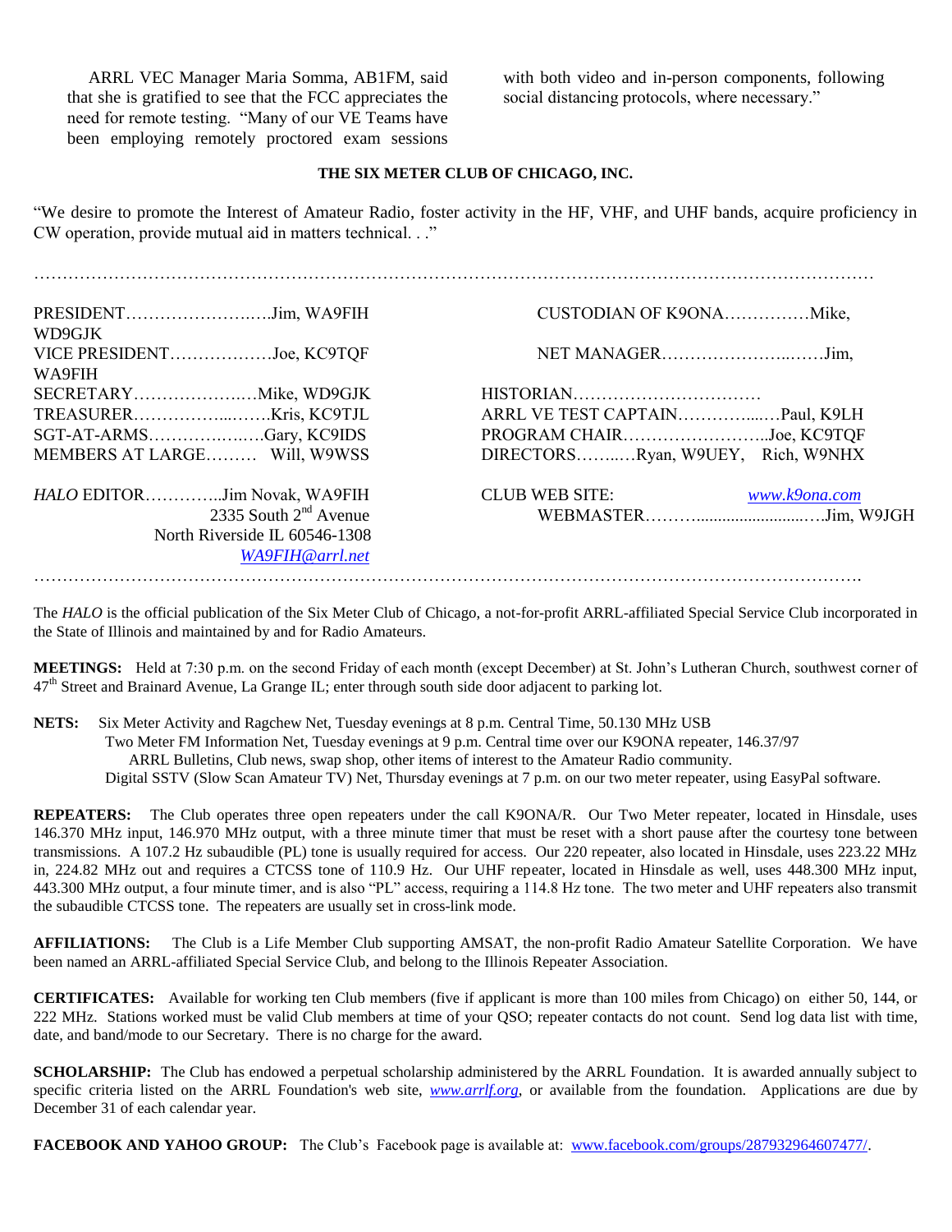ARRL VEC Manager Maria Somma, AB1FM, said that she is gratified to see that the FCC appreciates the need for remote testing. "Many of our VE Teams have been employing remotely proctored exam sessions with both video and in-person components, following social distancing protocols, where necessary."

**THE SIX METER CLUB OF CHICAGO, INC.**

"We desire to promote the Interest of Amateur Radio, foster activity in the HF, VHF, and UHF bands, acquire proficiency in CW operation, provide mutual aid in matters technical. . ."

PRESIDENT……………………..…Jim, WA9FIH
VICE PRESIDENT………………Joe, KC9TQF
SECRETARY…………………Mike, WD9GJK
TREASURER……………...……Kris, KC9TJL
SGT-AT-ARMS……………..…Gary, KC9IDS
MEMBERS AT LARGE……… Will, W9WSS

*HALO* EDITOR…………..Jim Novak, WA9FIH
2335 South 2nd Avenue
North Riverside IL 60546-1308
WA9FIH@arrl.net

CUSTODIAN OF K9ONA……………Mike, WD9GJK
NET MANAGER…………………..……Jim, WA9FIH
HISTORIAN……………………………
ARRL VE TEST CAPTAIN…………...…Paul, K9LH
PROGRAM CHAIR……………………..Joe, KC9TQF
DIRECTORS……..…Ryan, W9UEY, Rich, W9NHX

CLUB WEB SITE: www.k9ona.com
WEBMASTER………..........................…Jim, W9JGH

The *HALO* is the official publication of the Six Meter Club of Chicago, a not-for-profit ARRL-affiliated Special Service Club incorporated in the State of Illinois and maintained by and for Radio Amateurs.

**MEETINGS:** Held at 7:30 p.m. on the second Friday of each month (except December) at St. John's Lutheran Church, southwest corner of 47th Street and Brainard Avenue, La Grange IL; enter through south side door adjacent to parking lot.

**NETS:** Six Meter Activity and Ragchew Net, Tuesday evenings at 8 p.m. Central Time, 50.130 MHz USB
Two Meter FM Information Net, Tuesday evenings at 9 p.m. Central time over our K9ONA repeater, 146.37/97
ARRL Bulletins, Club news, swap shop, other items of interest to the Amateur Radio community.
Digital SSTV (Slow Scan Amateur TV) Net, Thursday evenings at 7 p.m. on our two meter repeater, using EasyPal software.

**REPEATERS:** The Club operates three open repeaters under the call K9ONA/R. Our Two Meter repeater, located in Hinsdale, uses 146.370 MHz input, 146.970 MHz output, with a three minute timer that must be reset with a short pause after the courtesy tone between transmissions. A 107.2 Hz subaudible (PL) tone is usually required for access. Our 220 repeater, also located in Hinsdale, uses 223.22 MHz in, 224.82 MHz out and requires a CTCSS tone of 110.9 Hz. Our UHF repeater, located in Hinsdale as well, uses 448.300 MHz input, 443.300 MHz output, a four minute timer, and is also "PL" access, requiring a 114.8 Hz tone. The two meter and UHF repeaters also transmit the subaudible CTCSS tone. The repeaters are usually set in cross-link mode.

**AFFILIATIONS:** The Club is a Life Member Club supporting AMSAT, the non-profit Radio Amateur Satellite Corporation. We have been named an ARRL-affiliated Special Service Club, and belong to the Illinois Repeater Association.

**CERTIFICATES:** Available for working ten Club members (five if applicant is more than 100 miles from Chicago) on either 50, 144, or 222 MHz. Stations worked must be valid Club members at time of your QSO; repeater contacts do not count. Send log data list with time, date, and band/mode to our Secretary. There is no charge for the award.

**SCHOLARSHIP:** The Club has endowed a perpetual scholarship administered by the ARRL Foundation. It is awarded annually subject to specific criteria listed on the ARRL Foundation's web site, *www.arrlf.org*, or available from the foundation. Applications are due by December 31 of each calendar year.

**FACEBOOK AND YAHOO GROUP:** The Club's Facebook page is available at: www.facebook.com/groups/287932964607477/.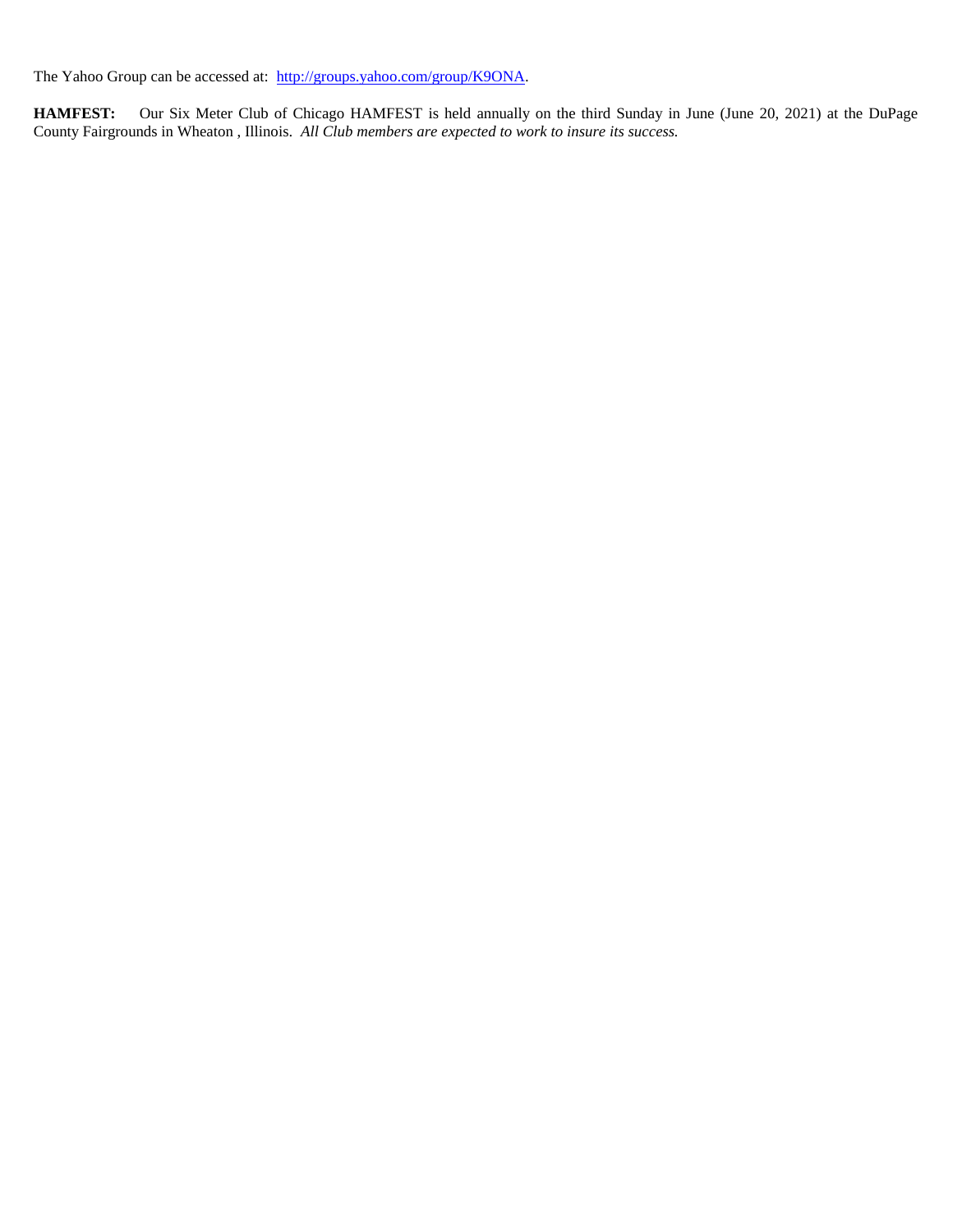The Yahoo Group can be accessed at: [http://groups.yahoo.com/group/K9ONA](http://groups.yahoo.com/group/K9ONA).

**HAMFEST:** Our Six Meter Club of Chicago HAMFEST is held annually on the third Sunday in June (June 20, 2021) at the DuPage County Fairgrounds in Wheaton , Illinois. *All Club members are expected to work to insure its success.*